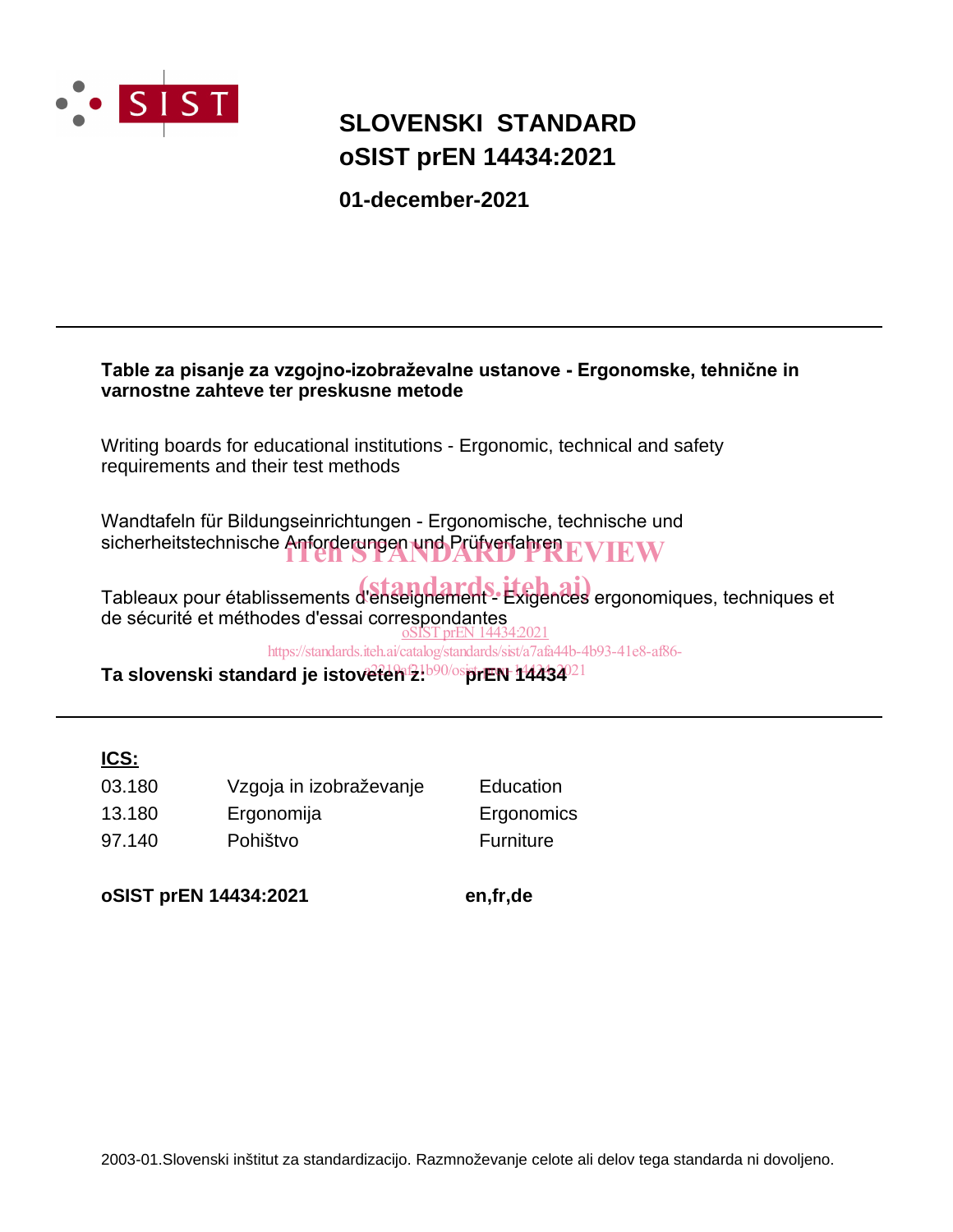SIST

# SLOVENSKI STANDARD
# oSIST prEN 14434:2021

**01-december-2021**

---

**Table za pisanje za vzgojno-izobraževalne ustanove - Ergonomske, tehnične in varnostne zahteve ter preskusne metode**

Writing boards for educational institutions - Ergonomic, technical and safety requirements and their test methods

Wandtafeln für Bildungseinrichtungen - Ergonomische, technische und sicherheitstechnische Anforderungen und Prüfverfahren

Tableaux pour établissements d'enseignement - Exigences ergonomiques, techniques et de sécurité et méthodes d'essai correspondantes

**Ta slovenski standard je istoveten z:** **prEN 14434**

---

**ICS:**

| | | |
|---|---|---|
| 03.180 | Vzgoja in izobraževanje | Education |
| 13.180 | Ergonomija | Ergonomics |
| 97.140 | Pohištvo | Furniture |

**oSIST prEN 14434:2021** **en,fr,de**

2003-01.Slovenski inštitut za standardizacijo. Razmnoževanje celote ali delov tega standarda ni dovoljeno.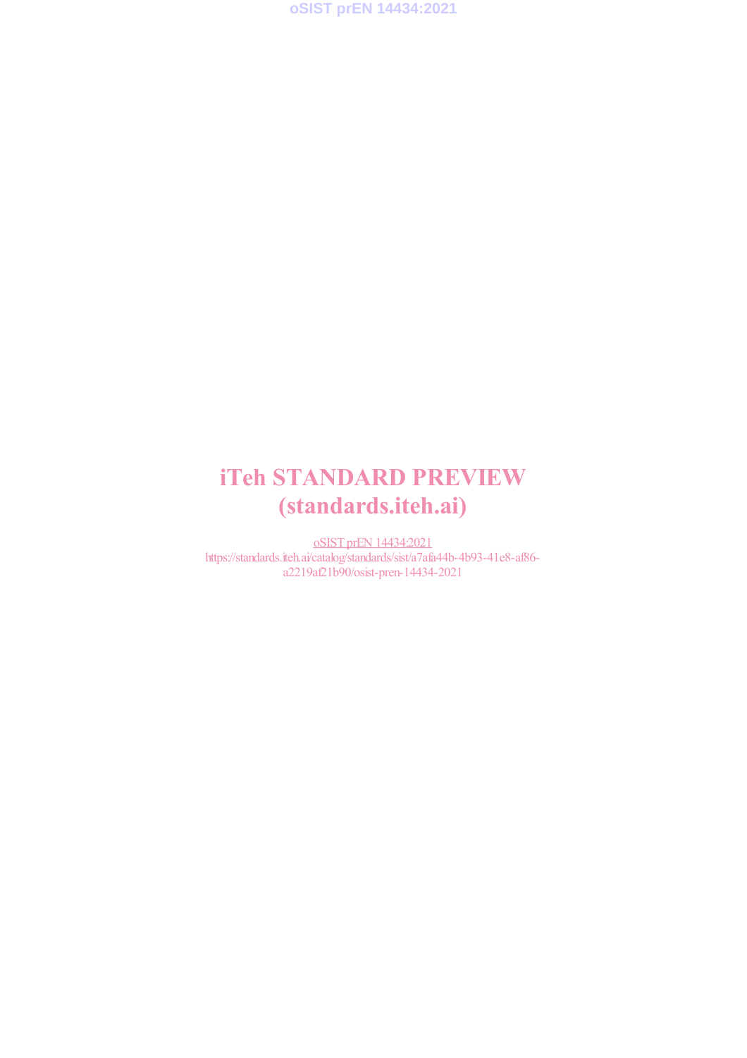# iTeh STANDARD PREVIEW
# (standards.iteh.ai)

oSIST prEN 14434:2021
https://standards.iteh.ai/catalog/standards/sist/a7afa44b-4b93-41e8-af86-a2219af21b90/osist-pren-14434-2021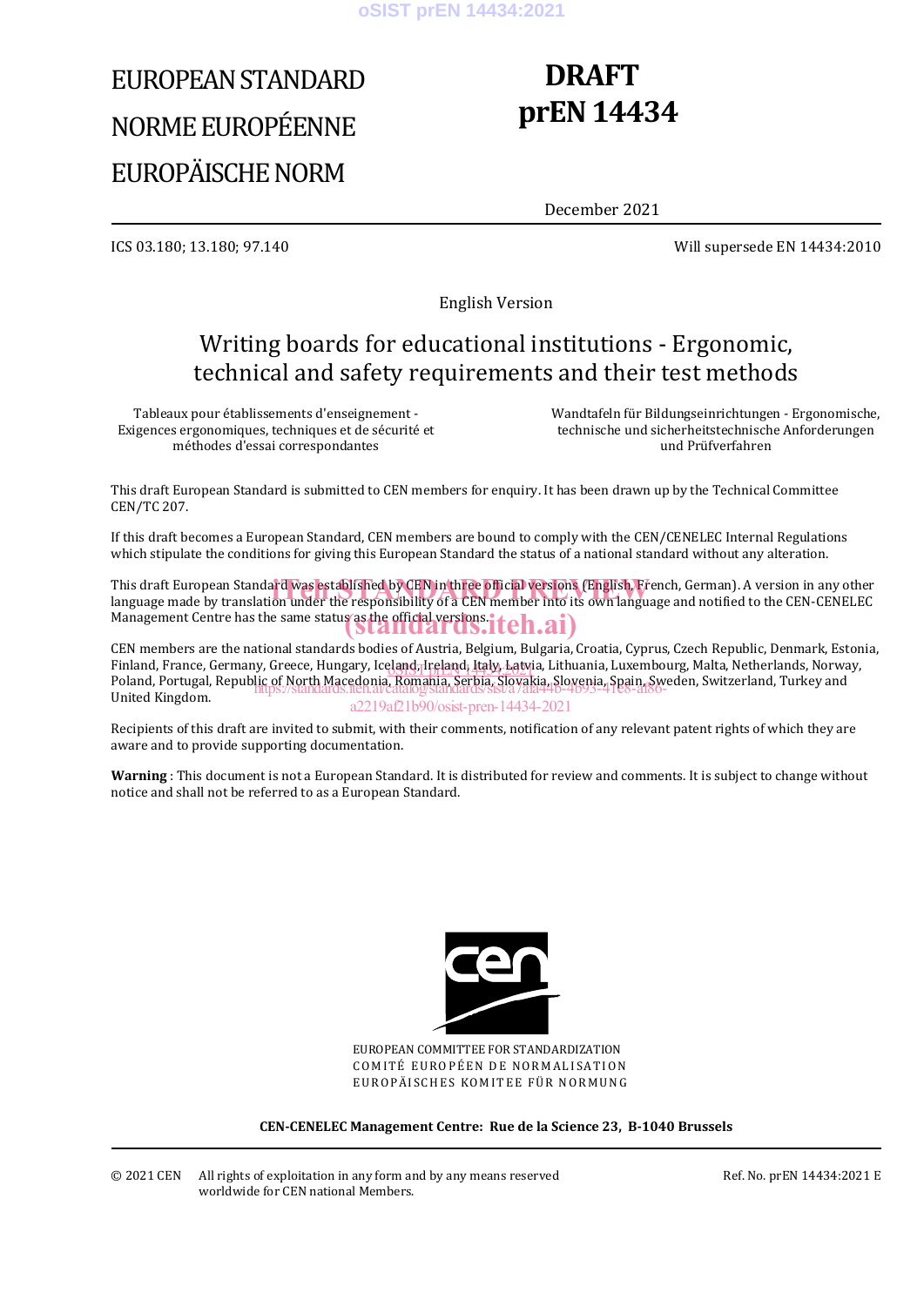# EUROPEAN STANDARD

# NORME EUROPÉENNE

# EUROPÄISCHE NORM

# DRAFT prEN 14434

December 2021

ICS 03.180; 13.180; 97.140

Will supersede EN 14434:2010

English Version

## Writing boards for educational institutions - Ergonomic, technical and safety requirements and their test methods

Tableaux pour établissements d'enseignement - Exigences ergonomiques, techniques et de sécurité et méthodes d'essai correspondantes

Wandtafeln für Bildungseinrichtungen - Ergonomische, technische und sicherheitstechnische Anforderungen und Prüfverfahren

This draft European Standard is submitted to CEN members for enquiry. It has been drawn up by the Technical Committee CEN/TC 207.

If this draft becomes a European Standard, CEN members are bound to comply with the CEN/CENELEC Internal Regulations which stipulate the conditions for giving this European Standard the status of a national standard without any alteration.

This draft European Standard was established by CEN in three official versions (English, French, German). A version in any other language made by translation under the responsibility of a CEN member into its own language and notified to the CEN-CENELEC Management Centre has the same status as the official versions.

CEN members are the national standards bodies of Austria, Belgium, Bulgaria, Croatia, Cyprus, Czech Republic, Denmark, Estonia, Finland, France, Germany, Greece, Hungary, Iceland, Ireland, Italy, Latvia, Lithuania, Luxembourg, Malta, Netherlands, Norway, Poland, Portugal, Republic of North Macedonia, Romania, Serbia, Slovakia, Slovenia, Spain, Sweden, Switzerland, Turkey and United Kingdom.

Recipients of this draft are invited to submit, with their comments, notification of any relevant patent rights of which they are aware and to provide supporting documentation.

**Warning** : This document is not a European Standard. It is distributed for review and comments. It is subject to change without notice and shall not be referred to as a European Standard.

EUROPEAN COMMITTEE FOR STANDARDIZATION
COMITÉ EUROPÉEN DE NORMALISATION
EUROPÄISCHES KOMITEE FÜR NORMUNG

**CEN-CENELEC Management Centre: Rue de la Science 23, B-1040 Brussels**

© 2021 CEN All rights of exploitation in any form and by any means reserved worldwide for CEN national Members.

Ref. No. prEN 14434:2021 E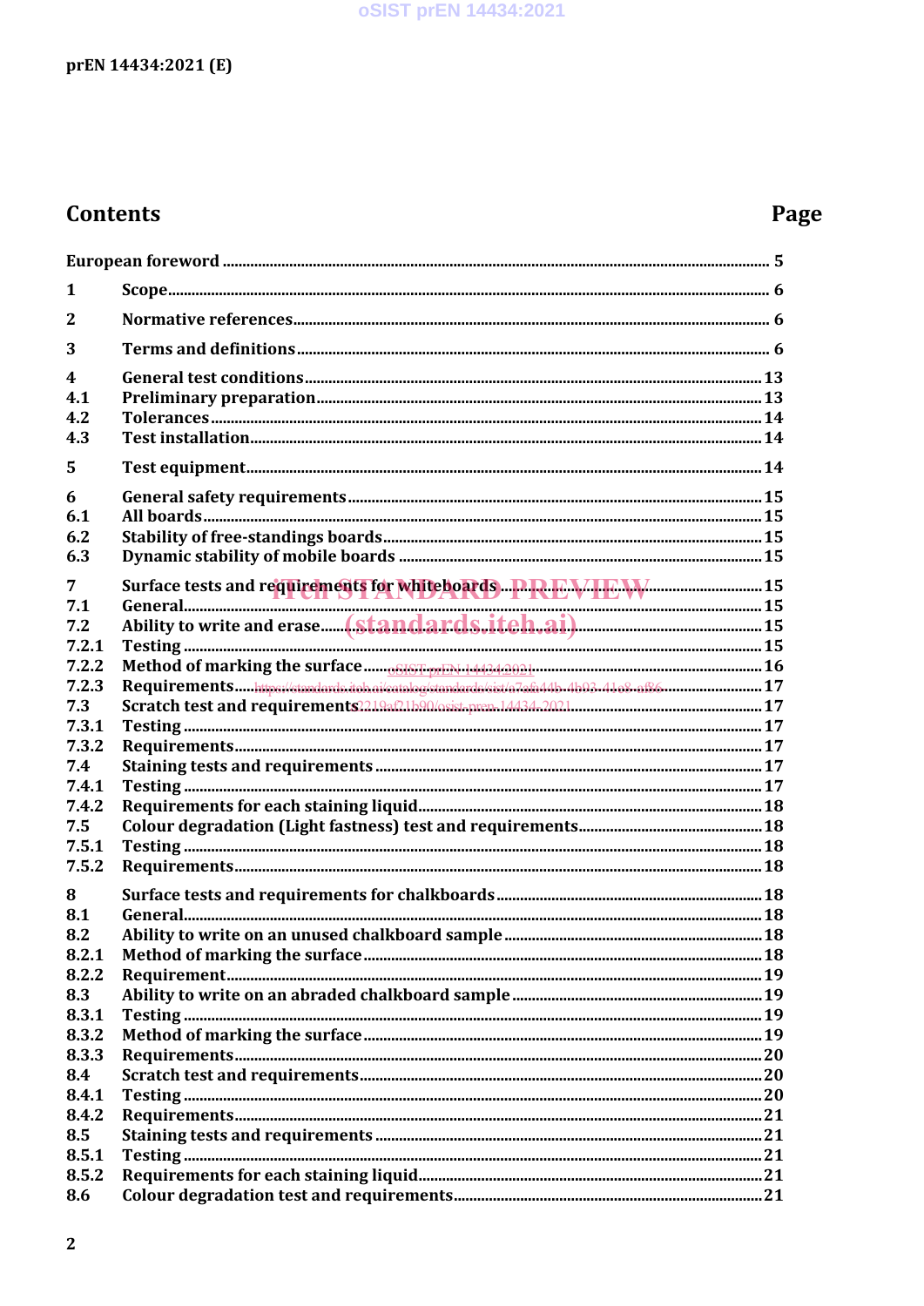# Contents

| | | Page |
|---|---|---|
| European foreword | | 5 |
| 1 | Scope | 6 |
| 2 | Normative references | 6 |
| 3 | Terms and definitions | 6 |
| 4 | General test conditions | 13 |
| 4.1 | Preliminary preparation | 13 |
| 4.2 | Tolerances | 14 |
| 4.3 | Test installation | 14 |
| 5 | Test equipment | 14 |
| 6 | General safety requirements | 15 |
| 6.1 | All boards | 15 |
| 6.2 | Stability of free-standings boards | 15 |
| 6.3 | Dynamic stability of mobile boards | 15 |
| 7 | Surface tests and requirements for whiteboards | 15 |
| 7.1 | General | 15 |
| 7.2 | Ability to write and erase | 15 |
| 7.2.1 | Testing | 15 |
| 7.2.2 | Method of marking the surface | 16 |
| 7.2.3 | Requirements | 17 |
| 7.3 | Scratch test and requirements | 17 |
| 7.3.1 | Testing | 17 |
| 7.3.2 | Requirements | 17 |
| 7.4 | Staining tests and requirements | 17 |
| 7.4.1 | Testing | 17 |
| 7.4.2 | Requirements for each staining liquid | 18 |
| 7.5 | Colour degradation (Light fastness) test and requirements | 18 |
| 7.5.1 | Testing | 18 |
| 7.5.2 | Requirements | 18 |
| 8 | Surface tests and requirements for chalkboards | 18 |
| 8.1 | General | 18 |
| 8.2 | Ability to write on an unused chalkboard sample | 18 |
| 8.2.1 | Method of marking the surface | 18 |
| 8.2.2 | Requirement | 19 |
| 8.3 | Ability to write on an abraded chalkboard sample | 19 |
| 8.3.1 | Testing | 19 |
| 8.3.2 | Method of marking the surface | 19 |
| 8.3.3 | Requirements | 20 |
| 8.4 | Scratch test and requirements | 20 |
| 8.4.1 | Testing | 20 |
| 8.4.2 | Requirements | 21 |
| 8.5 | Staining tests and requirements | 21 |
| 8.5.1 | Testing | 21 |
| 8.5.2 | Requirements for each staining liquid | 21 |
| 8.6 | Colour degradation test and requirements | 21 |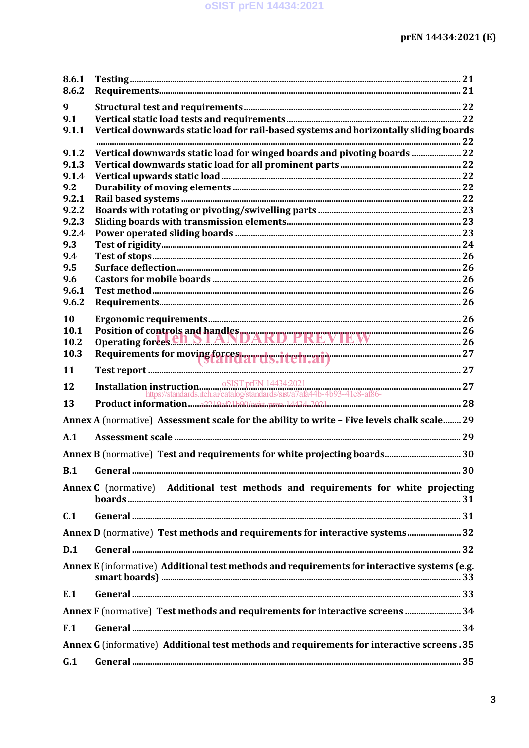8.6.1 Testing ........................................................................................................................................ 21
8.6.2 Requirements ........................................................................................................................... 21

9 Structural test and requirements ........................................................................................ 22
9.1 Vertical static load tests and requirements ...................................................................... 22
9.1.1 Vertical downwards static load for rail-based systems and horizontally sliding boards ........................................................................................................................................ 22
9.1.2 Vertical downwards static load for winged boards and pivoting boards ...................... 22
9.1.3 Vertical downwards static load for all prominent parts ................................................... 22
9.1.4 Vertical upwards static load ................................................................................................... 22
9.2 Durability of moving elements .............................................................................................. 22
9.2.1 Rail based systems ................................................................................................................... 22
9.2.2 Boards with rotating or pivoting/swivelling parts ............................................................ 23
9.2.3 Sliding boards with transmission elements ....................................................................... 23
9.2.4 Power operated sliding boards ............................................................................................. 23
9.3 Test of rigidity ............................................................................................................................ 24
9.4 Test of stops ................................................................................................................................ 26
9.5 Surface deflection ..................................................................................................................... 26
9.6 Castors for mobile boards ....................................................................................................... 26
9.6.1 Test method ................................................................................................................................ 26
9.6.2 Requirements ............................................................................................................................. 26

10 Ergonomic requirements ......................................................................................................... 26
10.1 Position of controls and handles ............................................................................................ 26
10.2 Operating forces ......................................................................................................................... 26
10.3 Requirements for moving forces ............................................................................................ 27

11 Test report .................................................................................................................................... 27

12 Installation instruction ............................................................................................................. 27

13 Product information .................................................................................................................. 28

Annex A (normative) Assessment scale for the ability to write – Five levels chalk scale ........ 29

A.1 Assessment scale ........................................................................................................................ 29

Annex B (normative) Test and requirements for white projecting boards ................................. 30

B.1 General .......................................................................................................................................... 30

Annex C (normative) Additional test methods and requirements for white projecting boards .......................................................................................................................................... 31

C.1 General .......................................................................................................................................... 31

Annex D (normative) Test methods and requirements for interactive systems ......................... 32

D.1 General .......................................................................................................................................... 32

Annex E (informative) Additional test methods and requirements for interactive systems (e.g. smart boards) ........................................................................................................................ 33

E.1 General .......................................................................................................................................... 33

Annex F (normative) Test methods and requirements for interactive screens ......................... 34

F.1 General .......................................................................................................................................... 34

Annex G (informative) Additional test methods and requirements for interactive screens . 35

G.1 General .......................................................................................................................................... 35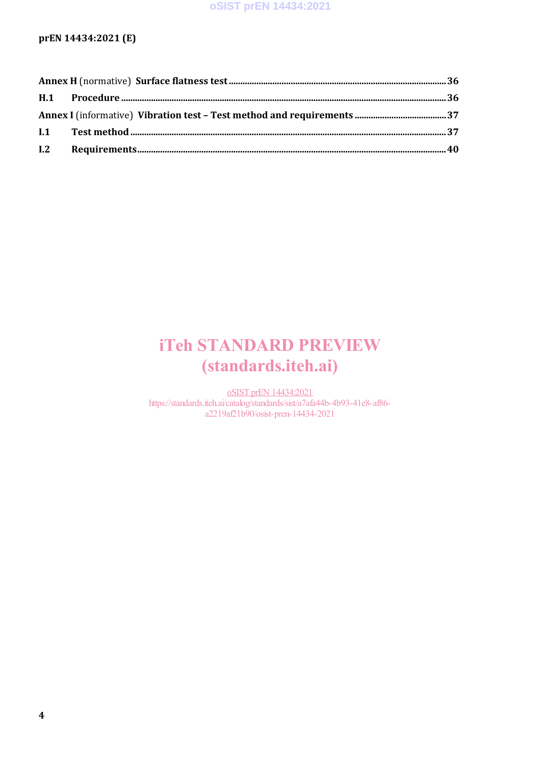Annex H (normative) **Surface flatness test** ........................................................................................ 36

**H.1 Procedure** ........................................................................................................................................ 36

Annex I (informative) **Vibration test – Test method and requirements** ........................................ 37

**I.1 Test method** ...................................................................................................................................... 37

**I.2 Requirements** .................................................................................................................................... 40

iTeh STANDARD PREVIEW
(standards.iteh.ai)

oSIST prEN 14434:2021
https://standards.iteh.ai/catalog/standards/sist/a7afa44b-4b93-41e8-af86-a2219af21b90/osist-pren-14434-2021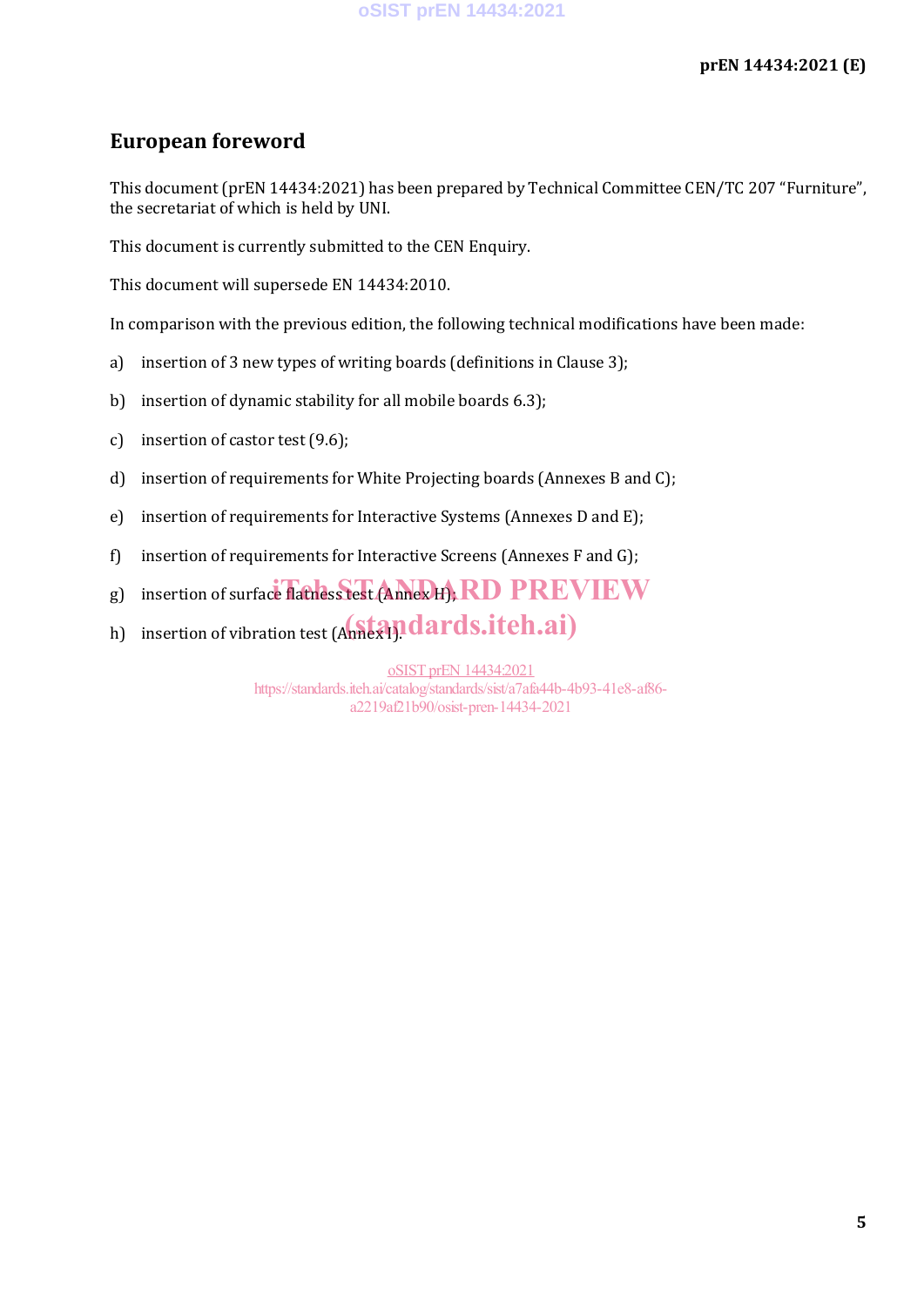# European foreword

This document (prEN 14434:2021) has been prepared by Technical Committee CEN/TC 207 "Furniture", the secretariat of which is held by UNI.

This document is currently submitted to the CEN Enquiry.

This document will supersede EN 14434:2010.

In comparison with the previous edition, the following technical modifications have been made:

a) insertion of 3 new types of writing boards (definitions in Clause 3);

b) insertion of dynamic stability for all mobile boards 6.3);

c) insertion of castor test (9.6);

d) insertion of requirements for White Projecting boards (Annexes B and C);

e) insertion of requirements for Interactive Systems (Annexes D and E);

f) insertion of requirements for Interactive Screens (Annexes F and G);

g) insertion of surface flatness test (Annex H);

h) insertion of vibration test (Annex I).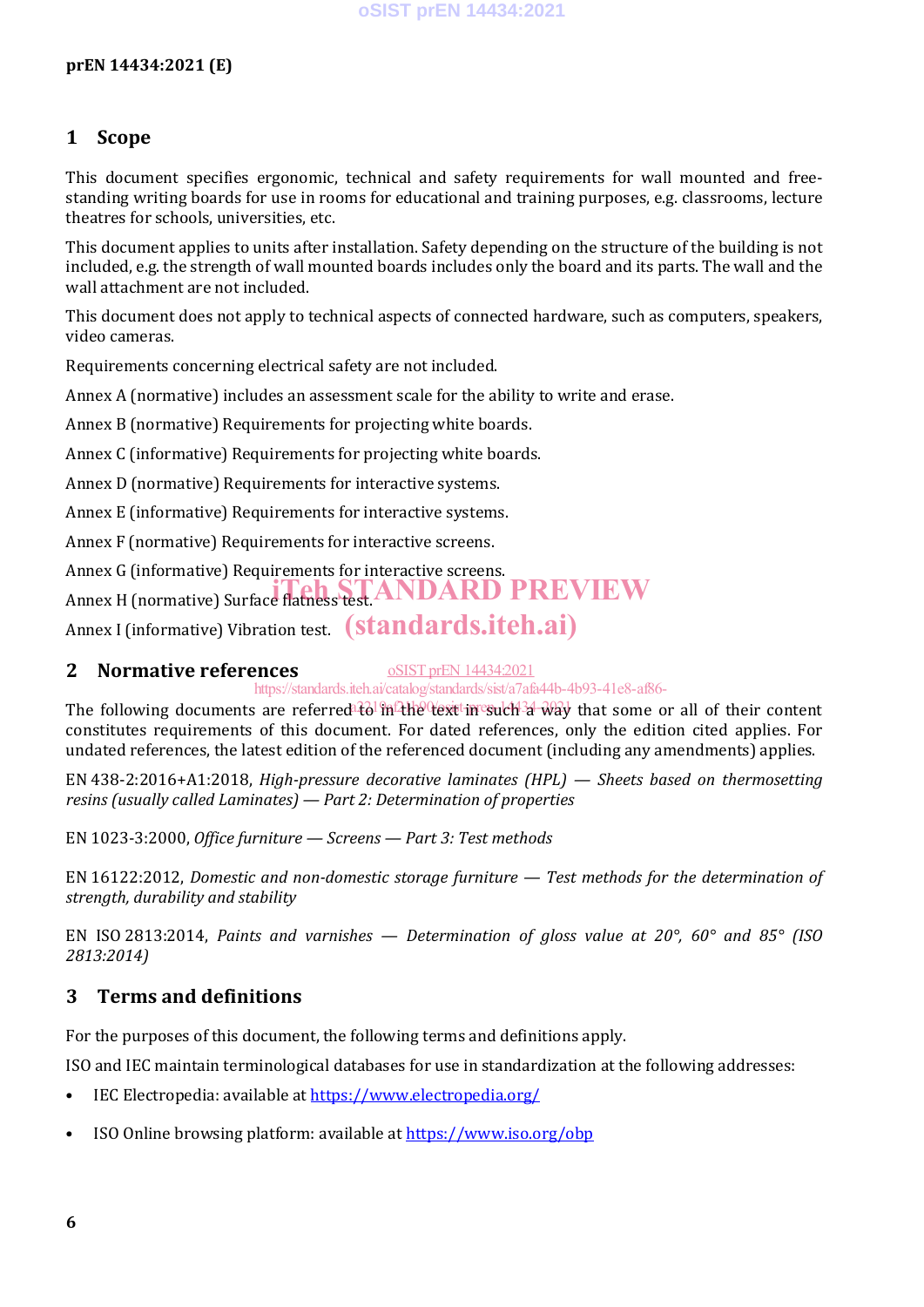## 1 Scope

This document specifies ergonomic, technical and safety requirements for wall mounted and free-standing writing boards for use in rooms for educational and training purposes, e.g. classrooms, lecture theatres for schools, universities, etc.

This document applies to units after installation. Safety depending on the structure of the building is not included, e.g. the strength of wall mounted boards includes only the board and its parts. The wall and the wall attachment are not included.

This document does not apply to technical aspects of connected hardware, such as computers, speakers, video cameras.

Requirements concerning electrical safety are not included.

Annex A (normative) includes an assessment scale for the ability to write and erase.

Annex B (normative) Requirements for projecting white boards.

Annex C (informative) Requirements for projecting white boards.

Annex D (normative) Requirements for interactive systems.

Annex E (informative) Requirements for interactive systems.

Annex F (normative) Requirements for interactive screens.

Annex G (informative) Requirements for interactive screens.

Annex H (normative) Surface flatness test.

Annex I (informative) Vibration test.

## 2 Normative references

The following documents are referred to in the text in such a way that some or all of their content constitutes requirements of this document. For dated references, only the edition cited applies. For undated references, the latest edition of the referenced document (including any amendments) applies.

EN 438-2:2016+A1:2018, *High-pressure decorative laminates (HPL) — Sheets based on thermosetting resins (usually called Laminates) — Part 2: Determination of properties*

EN 1023-3:2000, *Office furniture — Screens — Part 3: Test methods*

EN 16122:2012, *Domestic and non-domestic storage furniture — Test methods for the determination of strength, durability and stability*

EN ISO 2813:2014, *Paints and varnishes — Determination of gloss value at 20°, 60° and 85° (ISO 2813:2014)*

## 3 Terms and definitions

For the purposes of this document, the following terms and definitions apply.

ISO and IEC maintain terminological databases for use in standardization at the following addresses:

- IEC Electropedia: available at https://www.electropedia.org/
- ISO Online browsing platform: available at https://www.iso.org/obp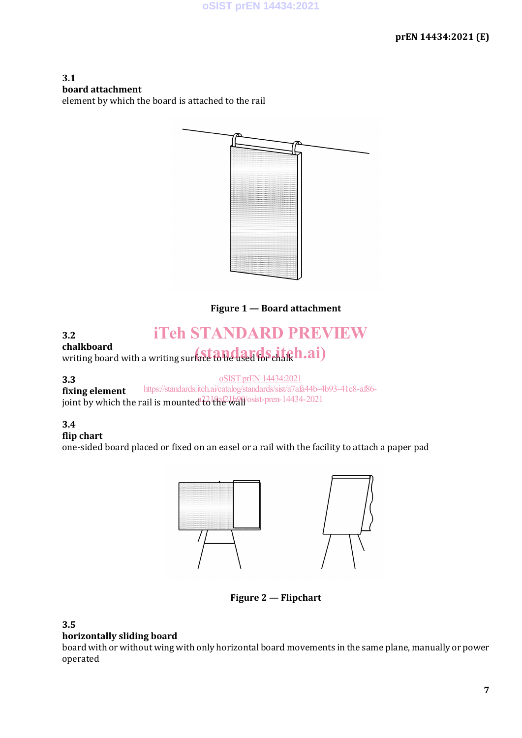### 3.1
**board attachment**
element by which the board is attached to the rail

**Figure 1 — Board attachment**

### 3.2
**chalkboard**
writing board with a writing surface to be used for chalk

### 3.3
**fixing element**
joint by which the rail is mounted to the wall

### 3.4
**flip chart**
one-sided board placed or fixed on an easel or a rail with the facility to attach a paper pad

**Figure 2 — Flipchart**

### 3.5
**horizontally sliding board**
board with or without wing with only horizontal board movements in the same plane, manually or power operated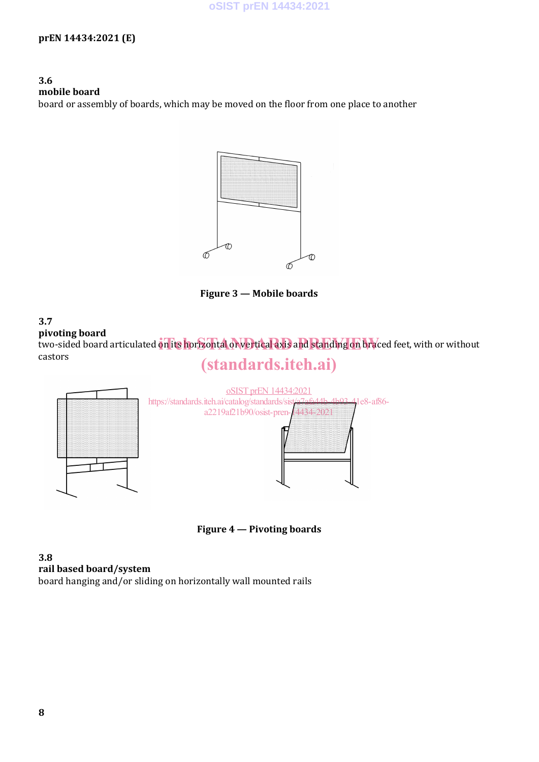**3.6**
**mobile board**
board or assembly of boards, which may be moved on the floor from one place to another

Figure 3 — Mobile boards

**3.7**
**pivoting board**
two-sided board articulated on its horizontal or vertical axis and standing on braced feet, with or without castors

Figure 4 — Pivoting boards

**3.8**
**rail based board/system**
board hanging and/or sliding on horizontally wall mounted rails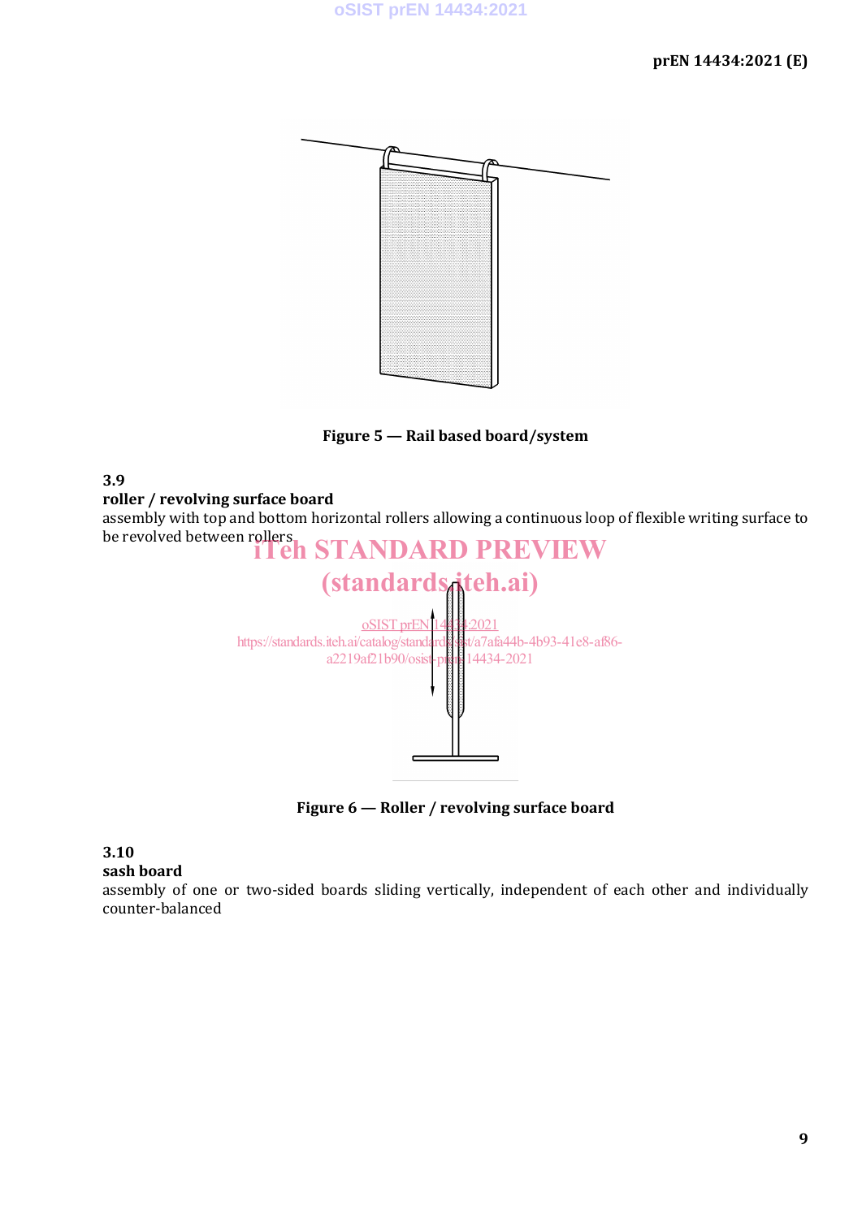Figure 5 — Rail based board/system

### 3.9

**roller / revolving surface board**

assembly with top and bottom horizontal rollers allowing a continuous loop of flexible writing surface to be revolved between rollers

Figure 6 — Roller / revolving surface board

### 3.10

**sash board**

assembly of one or two-sided boards sliding vertically, independent of each other and individually counter-balanced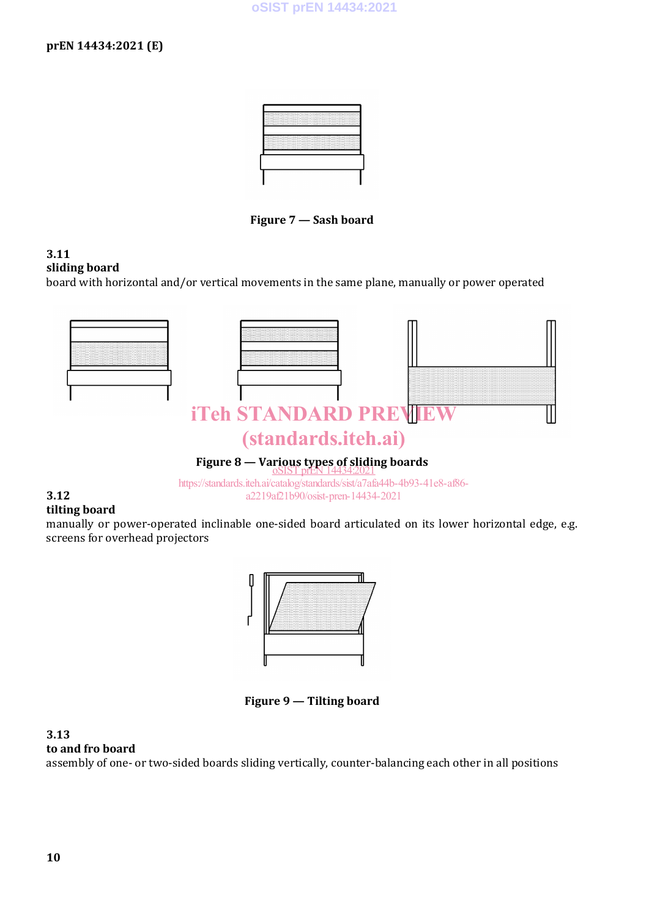Figure 7 — Sash board

**3.11**
**sliding board**
board with horizontal and/or vertical movements in the same plane, manually or power operated

Figure 8 — Various types of sliding boards

**3.12**
**tilting board**
manually or power-operated inclinable one-sided board articulated on its lower horizontal edge, e.g. screens for overhead projectors

Figure 9 — Tilting board

**3.13**
**to and fro board**
assembly of one- or two-sided boards sliding vertically, counter-balancing each other in all positions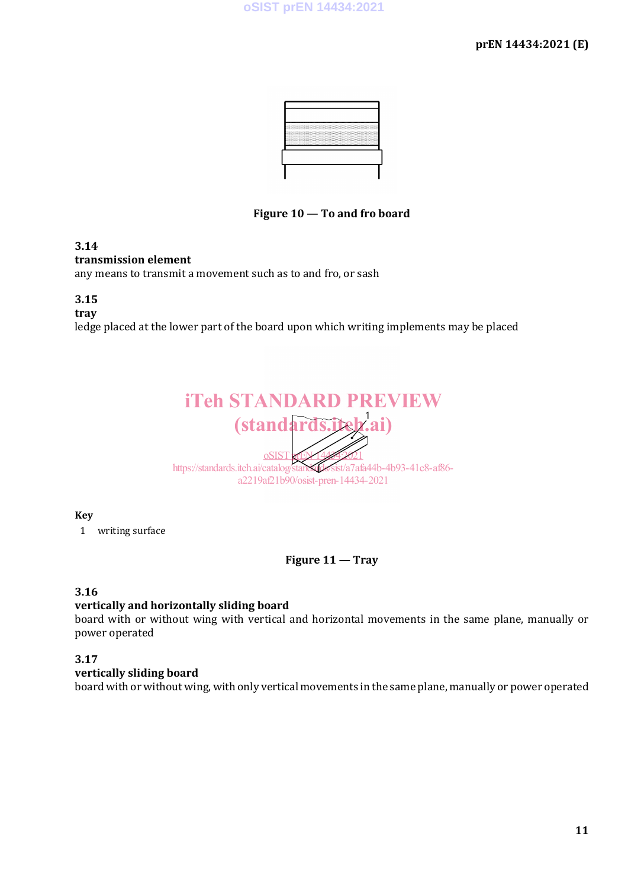Figure 10 — To and fro board

**3.14**
**transmission element**
any means to transmit a movement such as to and fro, or sash

**3.15**
**tray**
ledge placed at the lower part of the board upon which writing implements may be placed

1

**Key**

1 writing surface

Figure 11 — Tray

**3.16**
**vertically and horizontally sliding board**
board with or without wing with vertical and horizontal movements in the same plane, manually or power operated

**3.17**
**vertically sliding board**
board with or without wing, with only vertical movements in the same plane, manually or power operated